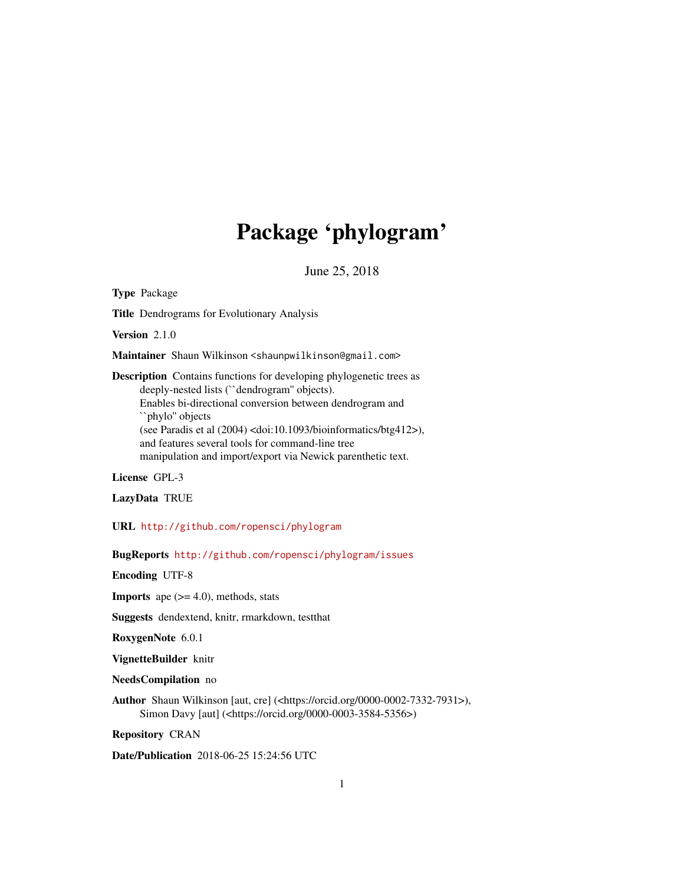# Package 'phylogram'

June 25, 2018

**Type** Package

**Title** Dendrograms for Evolutionary Analysis

**Version** 2.1.0

**Maintainer** Shaun Wilkinson <shaunpwilkinson@gmail.com>

**Description** Contains functions for developing phylogenetic trees as deeply-nested lists (``dendrogram'' objects). Enables bi-directional conversion between dendrogram and ``phylo'' objects (see Paradis et al (2004) <doi:10.1093/bioinformatics/btg412>), and features several tools for command-line tree manipulation and import/export via Newick parenthetic text.

**License** GPL-3

**LazyData** TRUE

**URL** http://github.com/ropensci/phylogram

**BugReports** http://github.com/ropensci/phylogram/issues

**Encoding** UTF-8

**Imports** ape (>= 4.0), methods, stats

**Suggests** dendextend, knitr, rmarkdown, testthat

**RoxygenNote** 6.0.1

**VignetteBuilder** knitr

**NeedsCompilation** no

**Author** Shaun Wilkinson [aut, cre] (<https://orcid.org/0000-0002-7332-7931>), Simon Davy [aut] (<https://orcid.org/0000-0003-3584-5356>)

**Repository** CRAN

**Date/Publication** 2018-06-25 15:24:56 UTC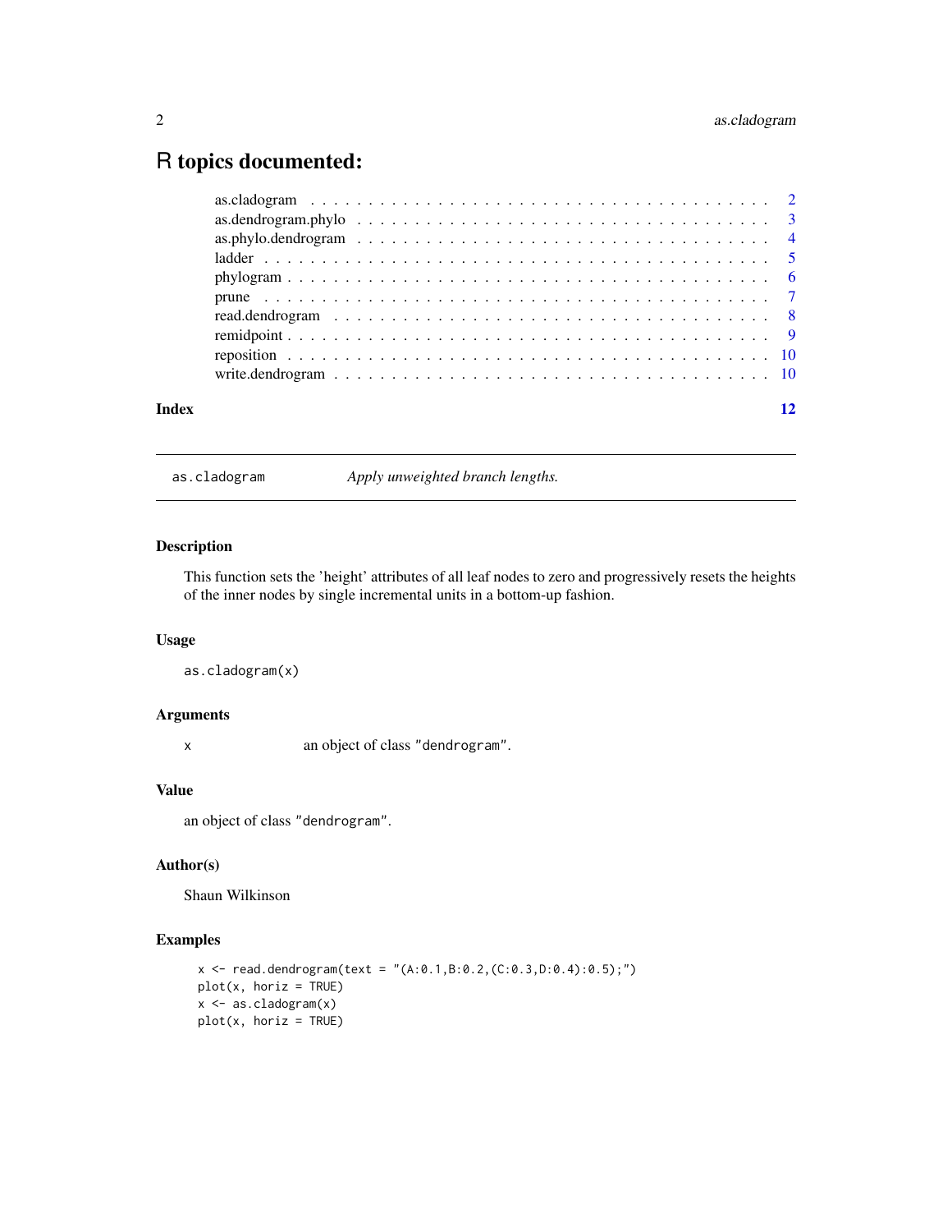# R topics documented:

- as.cladogram . . . . . . . . . . . . . . . . . . . . . . . . . . . . . . . . . . . . . . 2
- as.dendrogram.phylo . . . . . . . . . . . . . . . . . . . . . . . . . . . . . . . . . . 3
- as.phylo.dendrogram . . . . . . . . . . . . . . . . . . . . . . . . . . . . . . . . . . 4
- ladder . . . . . . . . . . . . . . . . . . . . . . . . . . . . . . . . . . . . . . . . . 5
- phylogram . . . . . . . . . . . . . . . . . . . . . . . . . . . . . . . . . . . . . . 6
- prune . . . . . . . . . . . . . . . . . . . . . . . . . . . . . . . . . . . . . . . . . 7
- read.dendrogram . . . . . . . . . . . . . . . . . . . . . . . . . . . . . . . . . . . 8
- remidpoint . . . . . . . . . . . . . . . . . . . . . . . . . . . . . . . . . . . . . . 9
- reposition . . . . . . . . . . . . . . . . . . . . . . . . . . . . . . . . . . . . . . 10
- write.dendrogram . . . . . . . . . . . . . . . . . . . . . . . . . . . . . . . . . . 10

**Index** **12**

---

`as.cladogram` *Apply unweighted branch lengths.*

---

### Description

This function sets the 'height' attributes of all leaf nodes to zero and progressively resets the heights of the inner nodes by single incremental units in a bottom-up fashion.

### Usage

```
as.cladogram(x)
```

### Arguments

| | |
|---|---|
| x | an object of class "dendrogram". |

### Value

an object of class "dendrogram".

### Author(s)

Shaun Wilkinson

### Examples

```
x <- read.dendrogram(text = "(A:0.1,B:0.2,(C:0.3,D:0.4):0.5);")
plot(x, horiz = TRUE)
x <- as.cladogram(x)
plot(x, horiz = TRUE)
```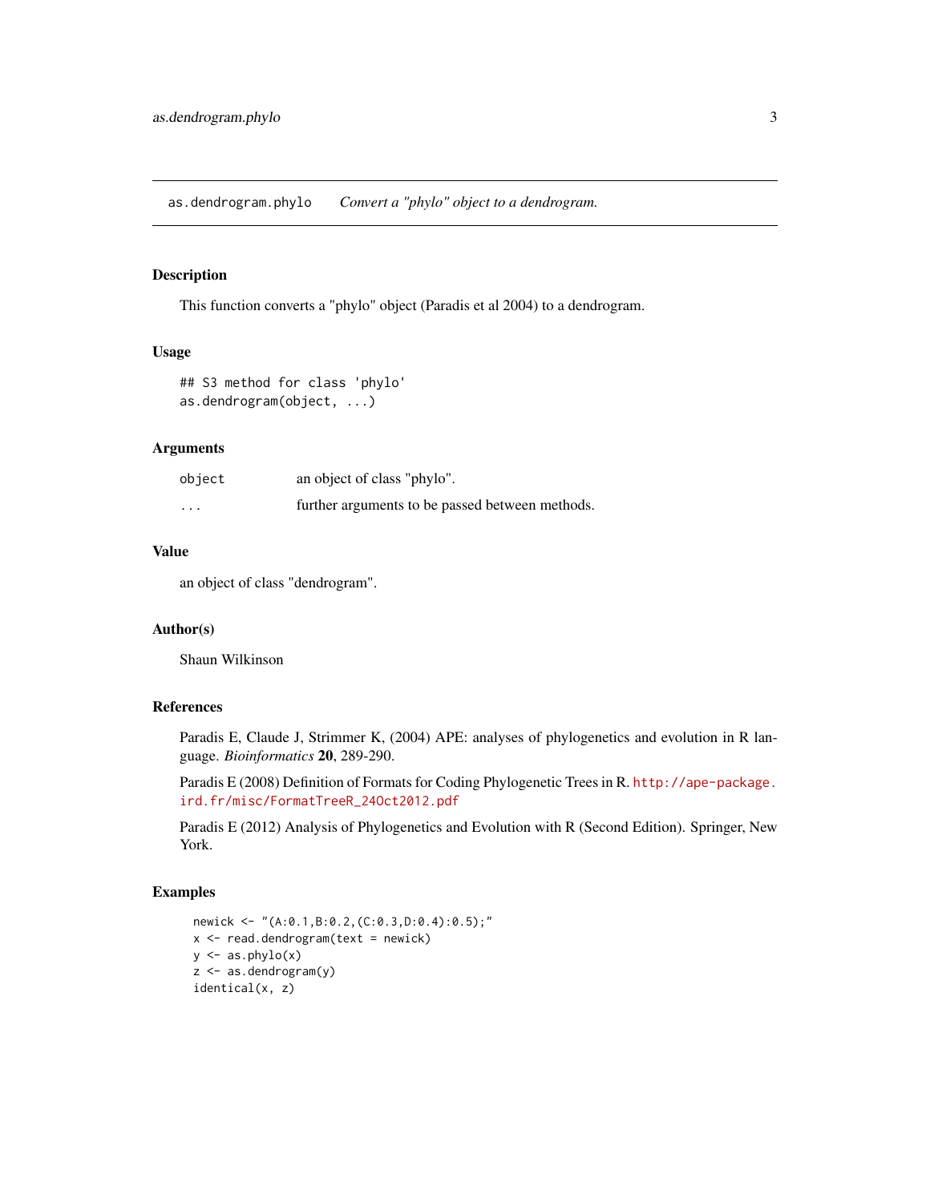## as.dendrogram.phylo — *Convert a "phylo" object to a dendrogram.*

### Description

This function converts a "phylo" object (Paradis et al 2004) to a dendrogram.

### Usage

```
## S3 method for class 'phylo'
as.dendrogram(object, ...)
```

### Arguments

| | |
|---|---|
| `object` | an object of class "phylo". |
| `...` | further arguments to be passed between methods. |

### Value

an object of class "dendrogram".

### Author(s)

Shaun Wilkinson

### References

Paradis E, Claude J, Strimmer K, (2004) APE: analyses of phylogenetics and evolution in R language. *Bioinformatics* **20**, 289-290.

Paradis E (2008) Definition of Formats for Coding Phylogenetic Trees in R. http://ape-package.ird.fr/misc/FormatTreeR_24Oct2012.pdf

Paradis E (2012) Analysis of Phylogenetics and Evolution with R (Second Edition). Springer, New York.

### Examples

```
newick <- "(A:0.1,B:0.2,(C:0.3,D:0.4):0.5);"
x <- read.dendrogram(text = newick)
y <- as.phylo(x)
z <- as.dendrogram(y)
identical(x, z)
```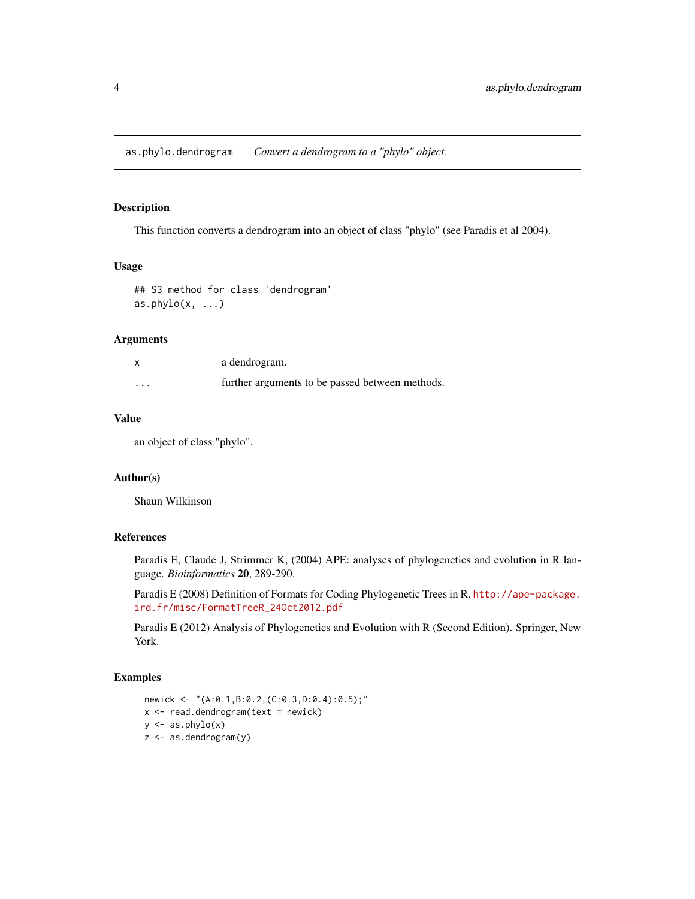as.phylo.dendrogram *Convert a dendrogram to a "phylo" object.*

## Description

This function converts a dendrogram into an object of class "phylo" (see Paradis et al 2004).

## Usage

```
## S3 method for class 'dendrogram'
as.phylo(x, ...)
```

## Arguments

| | |
|---|---|
| x | a dendrogram. |
| ... | further arguments to be passed between methods. |

## Value

an object of class "phylo".

## Author(s)

Shaun Wilkinson

## References

Paradis E, Claude J, Strimmer K, (2004) APE: analyses of phylogenetics and evolution in R language. *Bioinformatics* **20**, 289-290.

Paradis E (2008) Definition of Formats for Coding Phylogenetic Trees in R. http://ape-package.ird.fr/misc/FormatTreeR_24Oct2012.pdf

Paradis E (2012) Analysis of Phylogenetics and Evolution with R (Second Edition). Springer, New York.

## Examples

```
newick <- "(A:0.1,B:0.2,(C:0.3,D:0.4):0.5);"
x <- read.dendrogram(text = newick)
y <- as.phylo(x)
z <- as.dendrogram(y)
```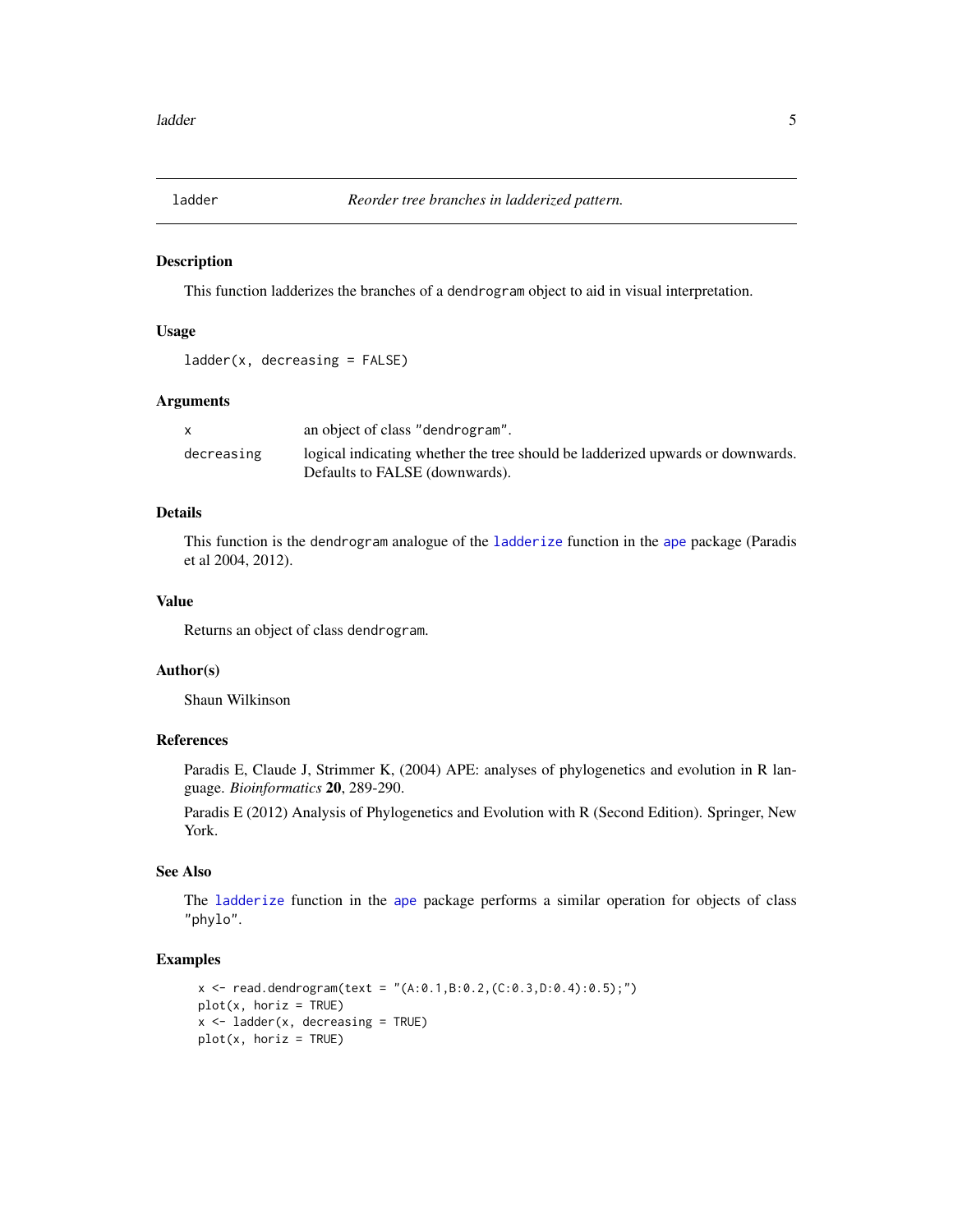# ladder — *Reorder tree branches in ladderized pattern.*

## Description

This function ladderizes the branches of a `dendrogram` object to aid in visual interpretation.

## Usage

```
ladder(x, decreasing = FALSE)
```

## Arguments

| | |
|---|---|
| `x` | an object of class `"dendrogram"`. |
| `decreasing` | logical indicating whether the tree should be ladderized upwards or downwards. Defaults to FALSE (downwards). |

## Details

This function is the `dendrogram` analogue of the `ladderize` function in the `ape` package (Paradis et al 2004, 2012).

## Value

Returns an object of class `dendrogram`.

## Author(s)

Shaun Wilkinson

## References

Paradis E, Claude J, Strimmer K, (2004) APE: analyses of phylogenetics and evolution in R language. *Bioinformatics* **20**, 289-290.

Paradis E (2012) Analysis of Phylogenetics and Evolution with R (Second Edition). Springer, New York.

## See Also

The `ladderize` function in the `ape` package performs a similar operation for objects of class `"phylo"`.

## Examples

```
x <- read.dendrogram(text = "(A:0.1,B:0.2,(C:0.3,D:0.4):0.5);")
plot(x, horiz = TRUE)
x <- ladder(x, decreasing = TRUE)
plot(x, horiz = TRUE)
```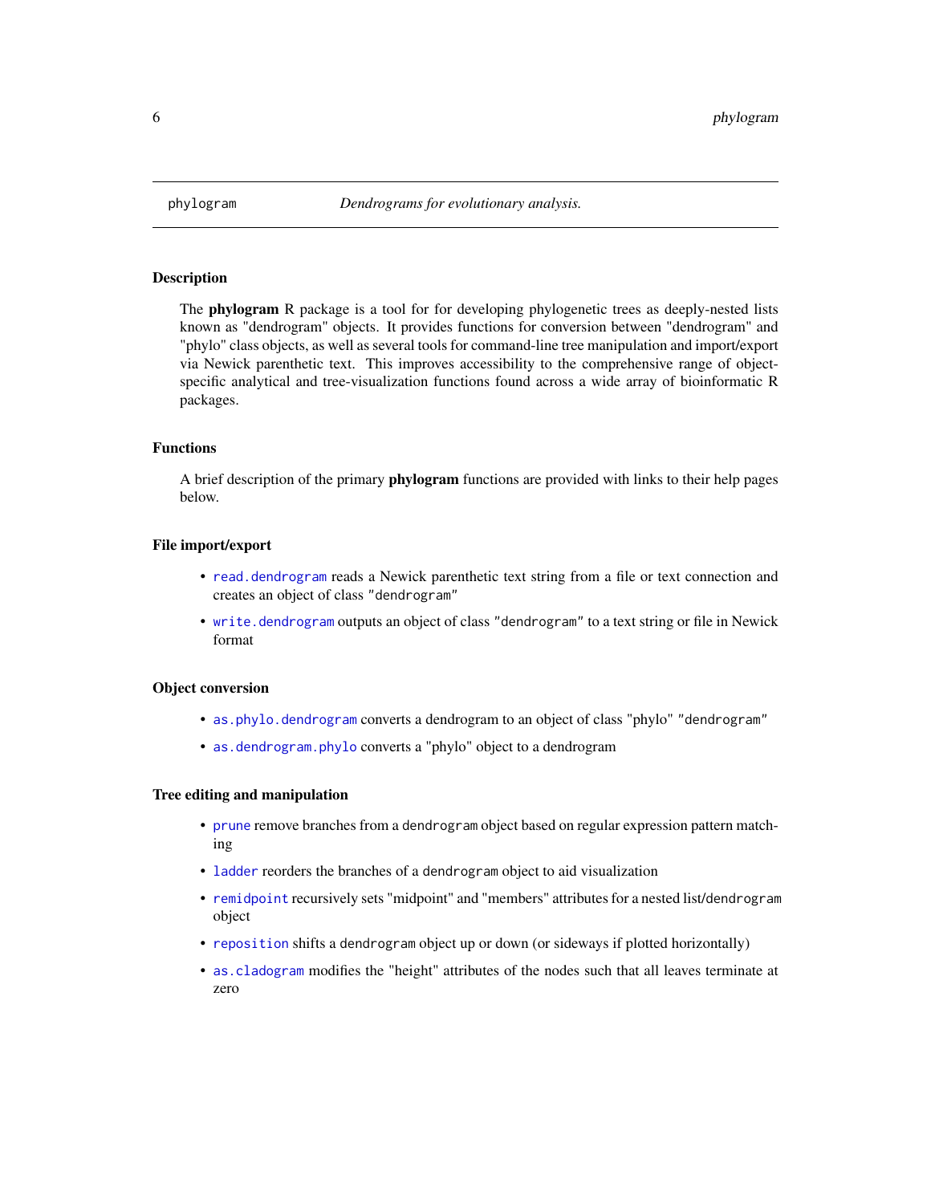phylogram — *Dendrograms for evolutionary analysis.*

## Description

The **phylogram** R package is a tool for for developing phylogenetic trees as deeply-nested lists known as "dendrogram" objects. It provides functions for conversion between "dendrogram" and "phylo" class objects, as well as several tools for command-line tree manipulation and import/export via Newick parenthetic text. This improves accessibility to the comprehensive range of object-specific analytical and tree-visualization functions found across a wide array of bioinformatic R packages.

## Functions

A brief description of the primary **phylogram** functions are provided with links to their help pages below.

## File import/export

- `read.dendrogram` reads a Newick parenthetic text string from a file or text connection and creates an object of class `"dendrogram"`
- `write.dendrogram` outputs an object of class `"dendrogram"` to a text string or file in Newick format

## Object conversion

- `as.phylo.dendrogram` converts a dendrogram to an object of class "phylo" `"dendrogram"`
- `as.dendrogram.phylo` converts a "phylo" object to a dendrogram

## Tree editing and manipulation

- `prune` remove branches from a `dendrogram` object based on regular expression pattern matching
- `ladder` reorders the branches of a `dendrogram` object to aid visualization
- `remidpoint` recursively sets "midpoint" and "members" attributes for a nested list/`dendrogram` object
- `reposition` shifts a `dendrogram` object up or down (or sideways if plotted horizontally)
- `as.cladogram` modifies the "height" attributes of the nodes such that all leaves terminate at zero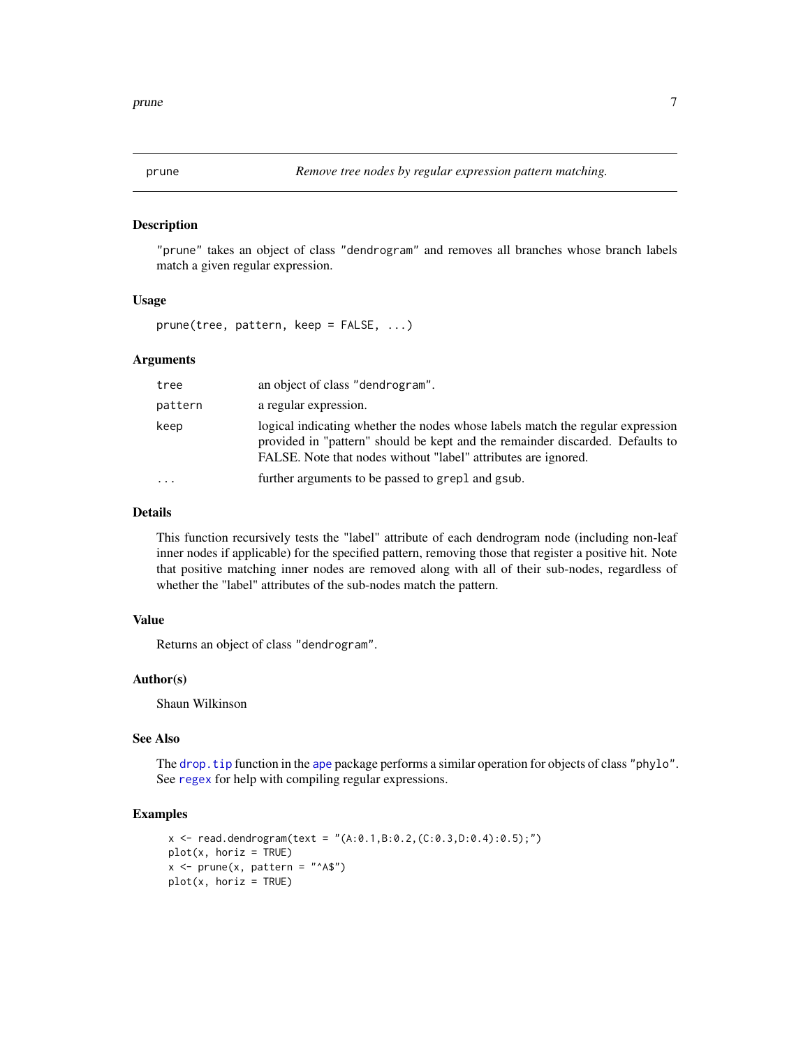prune | *Remove tree nodes by regular expression pattern matching.*

### Description

"prune" takes an object of class "dendrogram" and removes all branches whose branch labels match a given regular expression.

### Usage

```
prune(tree, pattern, keep = FALSE, ...)
```

### Arguments

| | |
|---|---|
| tree | an object of class "dendrogram". |
| pattern | a regular expression. |
| keep | logical indicating whether the nodes whose labels match the regular expression provided in "pattern" should be kept and the remainder discarded. Defaults to FALSE. Note that nodes without "label" attributes are ignored. |
| ... | further arguments to be passed to grepl and gsub. |

### Details

This function recursively tests the "label" attribute of each dendrogram node (including non-leaf inner nodes if applicable) for the specified pattern, removing those that register a positive hit. Note that positive matching inner nodes are removed along with all of their sub-nodes, regardless of whether the "label" attributes of the sub-nodes match the pattern.

### Value

Returns an object of class "dendrogram".

### Author(s)

Shaun Wilkinson

### See Also

The drop.tip function in the ape package performs a similar operation for objects of class "phylo". See regex for help with compiling regular expressions.

### Examples

```
x <- read.dendrogram(text = "(A:0.1,B:0.2,(C:0.3,D:0.4):0.5);")
plot(x, horiz = TRUE)
x <- prune(x, pattern = "^A$")
plot(x, horiz = TRUE)
```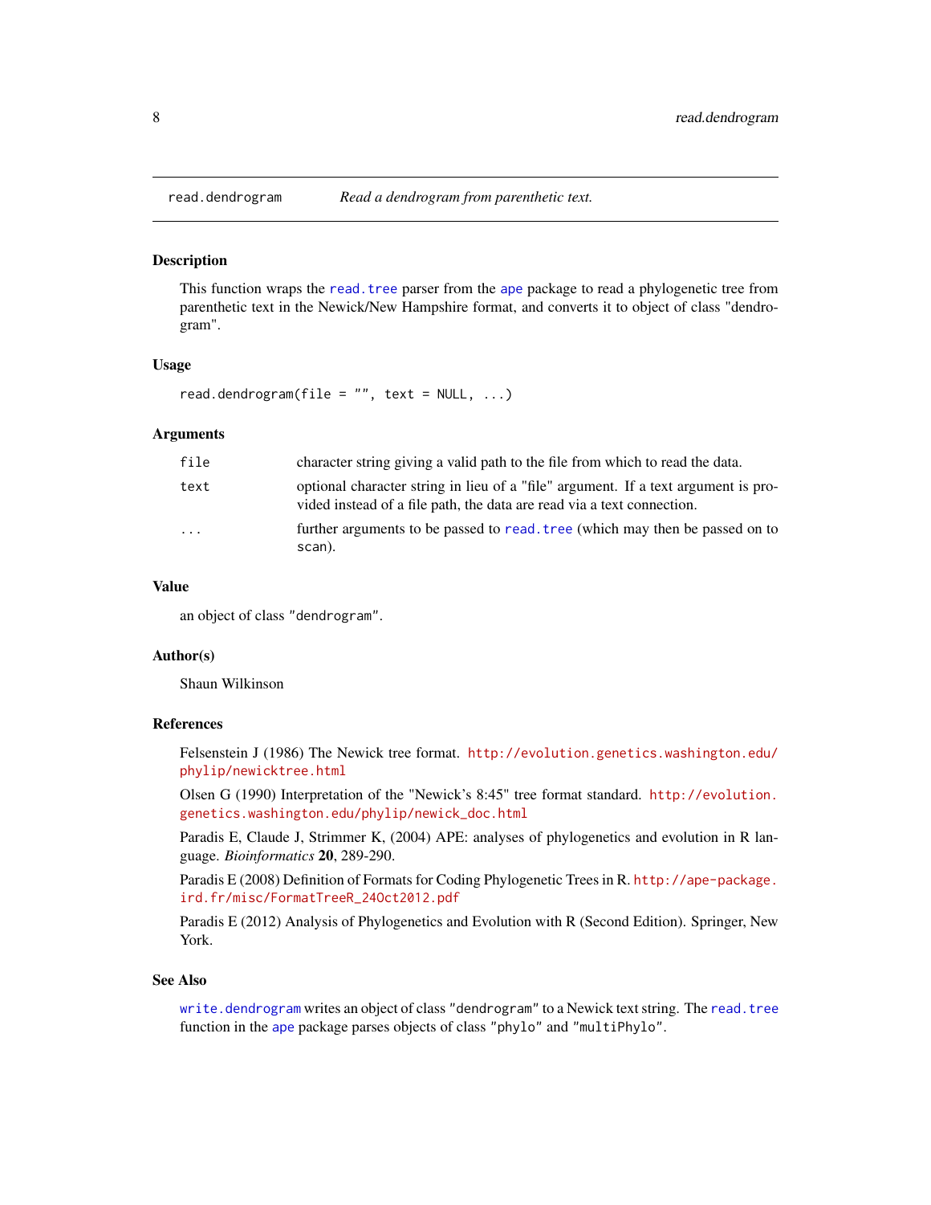## read.dendrogram — *Read a dendrogram from parenthetic text.*

### Description

This function wraps the read.tree parser from the ape package to read a phylogenetic tree from parenthetic text in the Newick/New Hampshire format, and converts it to object of class "dendrogram".

### Usage

```
read.dendrogram(file = "", text = NULL, ...)
```

### Arguments

| | |
|---|---|
| file | character string giving a valid path to the file from which to read the data. |
| text | optional character string in lieu of a "file" argument. If a text argument is provided instead of a file path, the data are read via a text connection. |
| ... | further arguments to be passed to read.tree (which may then be passed on to scan). |

### Value

an object of class "dendrogram".

### Author(s)

Shaun Wilkinson

### References

Felsenstein J (1986) The Newick tree format. http://evolution.genetics.washington.edu/phylip/newicktree.html

Olsen G (1990) Interpretation of the "Newick's 8:45" tree format standard. http://evolution.genetics.washington.edu/phylip/newick_doc.html

Paradis E, Claude J, Strimmer K, (2004) APE: analyses of phylogenetics and evolution in R language. *Bioinformatics* **20**, 289-290.

Paradis E (2008) Definition of Formats for Coding Phylogenetic Trees in R. http://ape-package.ird.fr/misc/FormatTreeR_24Oct2012.pdf

Paradis E (2012) Analysis of Phylogenetics and Evolution with R (Second Edition). Springer, New York.

### See Also

write.dendrogram writes an object of class "dendrogram" to a Newick text string. The read.tree function in the ape package parses objects of class "phylo" and "multiPhylo".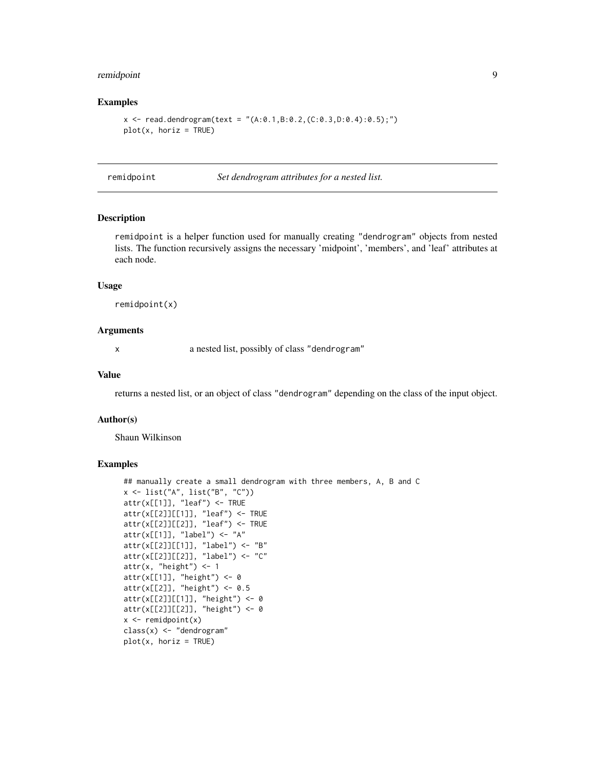### Examples

```
x <- read.dendrogram(text = "(A:0.1,B:0.2,(C:0.3,D:0.4):0.5);")
plot(x, horiz = TRUE)
```

---

## remidpoint — *Set dendrogram attributes for a nested list.*

---

### Description

remidpoint is a helper function used for manually creating "dendrogram" objects from nested lists. The function recursively assigns the necessary 'midpoint', 'members', and 'leaf' attributes at each node.

### Usage

```
remidpoint(x)
```

### Arguments

| | |
|---|---|
| x | a nested list, possibly of class "dendrogram" |

### Value

returns a nested list, or an object of class "dendrogram" depending on the class of the input object.

### Author(s)

Shaun Wilkinson

### Examples

```
## manually create a small dendrogram with three members, A, B and C
x <- list("A", list("B", "C"))
attr(x[[1]], "leaf") <- TRUE
attr(x[[2]][[1]], "leaf") <- TRUE
attr(x[[2]][[2]], "leaf") <- TRUE
attr(x[[1]], "label") <- "A"
attr(x[[2]][[1]], "label") <- "B"
attr(x[[2]][[2]], "label") <- "C"
attr(x, "height") <- 1
attr(x[[1]], "height") <- 0
attr(x[[2]], "height") <- 0.5
attr(x[[2]][[1]], "height") <- 0
attr(x[[2]][[2]], "height") <- 0
x <- remidpoint(x)
class(x) <- "dendrogram"
plot(x, horiz = TRUE)
```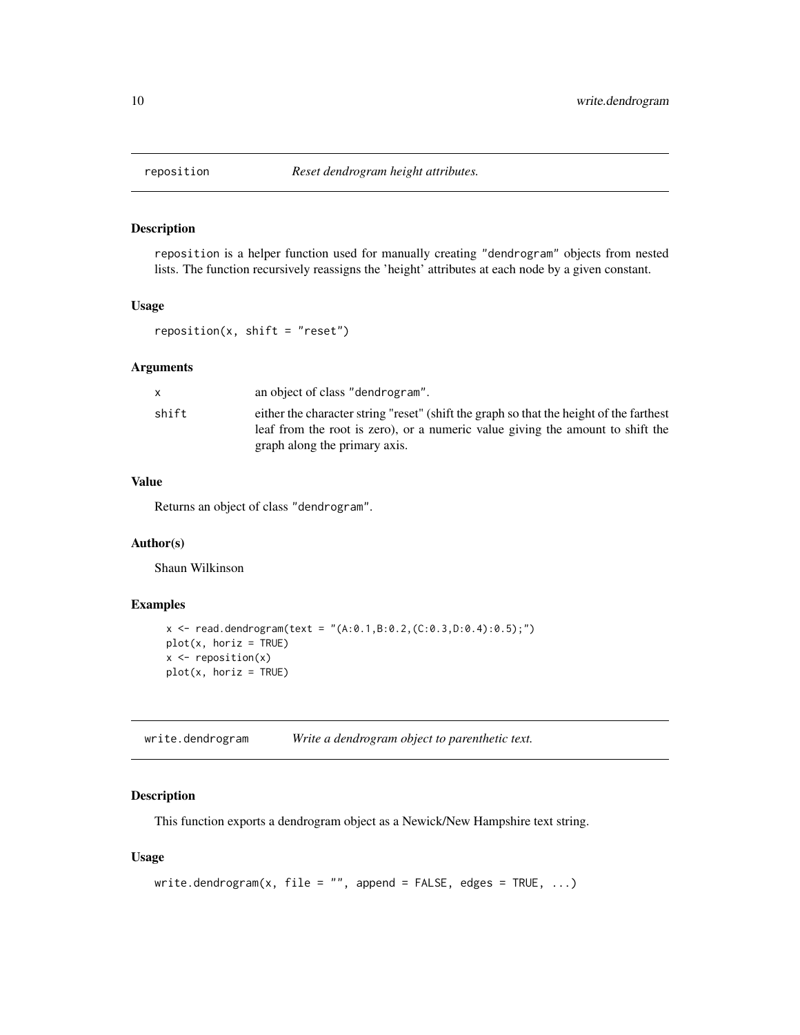## reposition — *Reset dendrogram height attributes.*

### Description

reposition is a helper function used for manually creating "dendrogram" objects from nested lists. The function recursively reassigns the 'height' attributes at each node by a given constant.

### Usage

```
reposition(x, shift = "reset")
```

### Arguments

| | |
|---|---|
| x | an object of class "dendrogram". |
| shift | either the character string "reset" (shift the graph so that the height of the farthest leaf from the root is zero), or a numeric value giving the amount to shift the graph along the primary axis. |

### Value

Returns an object of class "dendrogram".

### Author(s)

Shaun Wilkinson

### Examples

```
x <- read.dendrogram(text = "(A:0.1,B:0.2,(C:0.3,D:0.4):0.5);")
plot(x, horiz = TRUE)
x <- reposition(x)
plot(x, horiz = TRUE)
```

## write.dendrogram — *Write a dendrogram object to parenthetic text.*

### Description

This function exports a dendrogram object as a Newick/New Hampshire text string.

### Usage

```
write.dendrogram(x, file = "", append = FALSE, edges = TRUE, ...)
```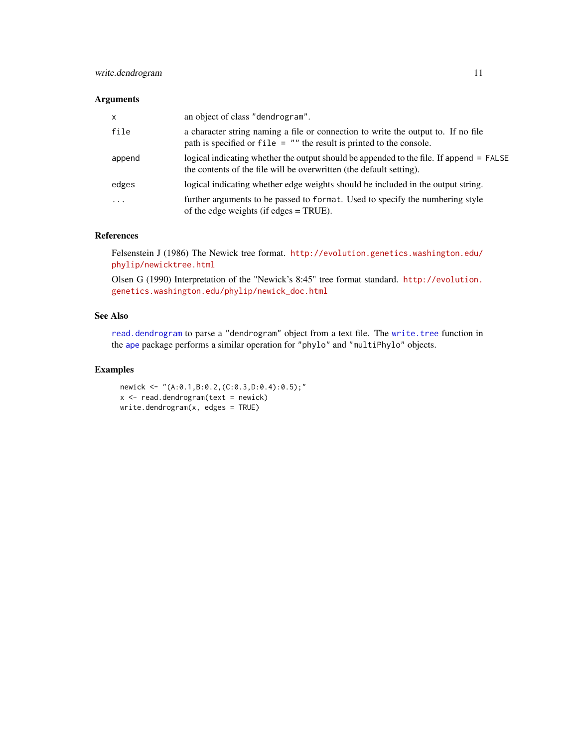### Arguments

| | |
|---|---|
| `x` | an object of class `"dendrogram"`. |
| `file` | a character string naming a file or connection to write the output to. If no file path is specified or `file = ""` the result is printed to the console. |
| `append` | logical indicating whether the output should be appended to the file. If `append = FALSE` the contents of the file will be overwritten (the default setting). |
| `edges` | logical indicating whether edge weights should be included in the output string. |
| `...` | further arguments to be passed to `format`. Used to specify the numbering style of the edge weights (if edges = TRUE). |

### References

Felsenstein J (1986) The Newick tree format. `http://evolution.genetics.washington.edu/phylip/newicktree.html`

Olsen G (1990) Interpretation of the "Newick's 8:45" tree format standard. `http://evolution.genetics.washington.edu/phylip/newick_doc.html`

### See Also

`read.dendrogram` to parse a `"dendrogram"` object from a text file. The `write.tree` function in the `ape` package performs a similar operation for `"phylo"` and `"multiPhylo"` objects.

### Examples

```
newick <- "(A:0.1,B:0.2,(C:0.3,D:0.4):0.5);"
x <- read.dendrogram(text = newick)
write.dendrogram(x, edges = TRUE)
```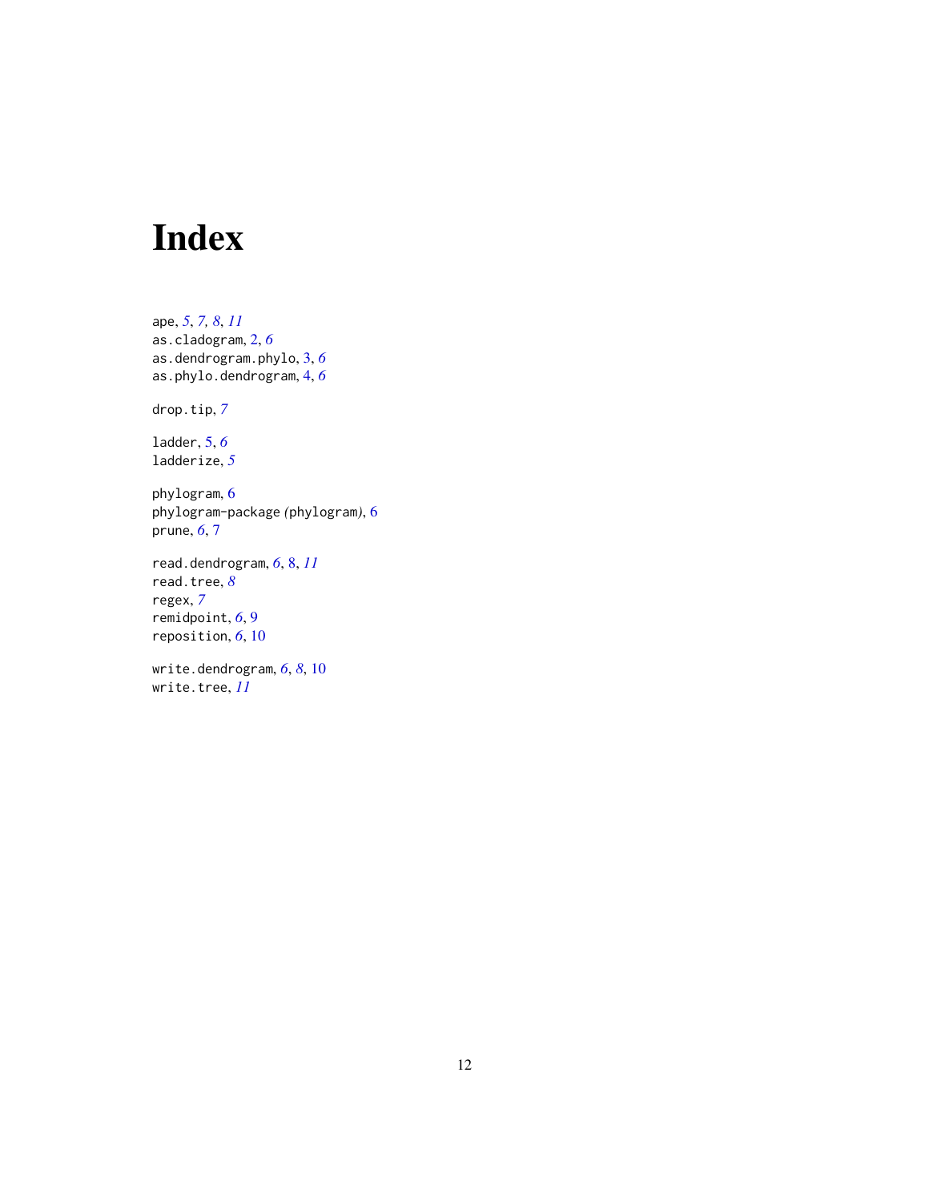# Index

ape, *5*, *7*, *8*, *11*
as.cladogram, 2, *6*
as.dendrogram.phylo, 3, *6*
as.phylo.dendrogram, 4, *6*

drop.tip, *7*

ladder, 5, *6*
ladderize, *5*

phylogram, 6
phylogram-package *(*phylogram*)*, 6
prune, *6*, 7

read.dendrogram, *6*, 8, *11*
read.tree, *8*
regex, *7*
remidpoint, *6*, 9
reposition, *6*, 10

write.dendrogram, *6*, *8*, 10
write.tree, *11*